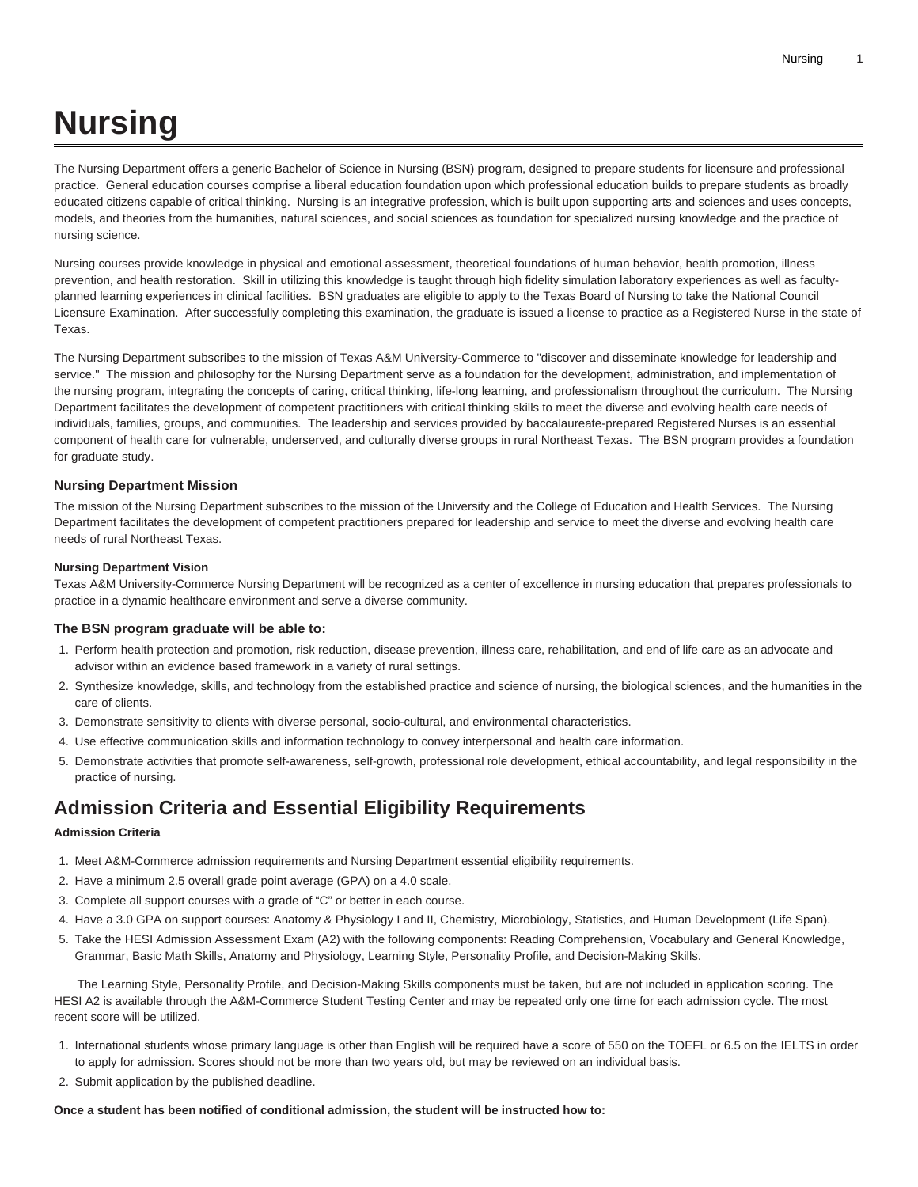# Nursing

The Nursing Department offers a generic Bachelor of Science in Nursing (BSN) program, designed to prepare students for licensure and professional practice. General education courses comprise a liberal education foundation upon which professional education builds to prepare students as broadly educated citizens capable of critical thinking. Nursing is an integrative profession, which is built upon supporting arts and sciences and uses concepts, models, and theories from the humanities, natural sciences, and social sciences as foundation for specialized nursing knowledge and the practice of nursing science.

Nursing courses provide knowledge in physical and emotional assessment, theoretical foundations of human behavior, health promotion, illness prevention, and health restoration. Skill in utilizing this knowledge is taught through high fidelity simulation laboratory experiences as well as faculty-planned learning experiences in clinical facilities. BSN graduates are eligible to apply to the Texas Board of Nursing to take the National Council Licensure Examination. After successfully completing this examination, the graduate is issued a license to practice as a Registered Nurse in the state of Texas.

The Nursing Department subscribes to the mission of Texas A&M University-Commerce to "discover and disseminate knowledge for leadership and service." The mission and philosophy for the Nursing Department serve as a foundation for the development, administration, and implementation of the nursing program, integrating the concepts of caring, critical thinking, life-long learning, and professionalism throughout the curriculum. The Nursing Department facilitates the development of competent practitioners with critical thinking skills to meet the diverse and evolving health care needs of individuals, families, groups, and communities. The leadership and services provided by baccalaureate-prepared Registered Nurses is an essential component of health care for vulnerable, underserved, and culturally diverse groups in rural Northeast Texas. The BSN program provides a foundation for graduate study.

### Nursing Department Mission

The mission of the Nursing Department subscribes to the mission of the University and the College of Education and Health Services. The Nursing Department facilitates the development of competent practitioners prepared for leadership and service to meet the diverse and evolving health care needs of rural Northeast Texas.

#### Nursing Department Vision

Texas A&M University-Commerce Nursing Department will be recognized as a center of excellence in nursing education that prepares professionals to practice in a dynamic healthcare environment and serve a diverse community.

### The BSN program graduate will be able to:

1. Perform health protection and promotion, risk reduction, disease prevention, illness care, rehabilitation, and end of life care as an advocate and advisor within an evidence based framework in a variety of rural settings.
2. Synthesize knowledge, skills, and technology from the established practice and science of nursing, the biological sciences, and the humanities in the care of clients.
3. Demonstrate sensitivity to clients with diverse personal, socio-cultural, and environmental characteristics.
4. Use effective communication skills and information technology to convey interpersonal and health care information.
5. Demonstrate activities that promote self-awareness, self-growth, professional role development, ethical accountability, and legal responsibility in the practice of nursing.

## Admission Criteria and Essential Eligibility Requirements

**Admission Criteria**

1. Meet A&M-Commerce admission requirements and Nursing Department essential eligibility requirements.
2. Have a minimum 2.5 overall grade point average (GPA) on a 4.0 scale.
3. Complete all support courses with a grade of "C" or better in each course.
4. Have a 3.0 GPA on support courses: Anatomy & Physiology I and II, Chemistry, Microbiology, Statistics, and Human Development (Life Span).
5. Take the HESI Admission Assessment Exam (A2) with the following components: Reading Comprehension, Vocabulary and General Knowledge, Grammar, Basic Math Skills, Anatomy and Physiology, Learning Style, Personality Profile, and Decision-Making Skills.

The Learning Style, Personality Profile, and Decision-Making Skills components must be taken, but are not included in application scoring. The HESI A2 is available through the A&M-Commerce Student Testing Center and may be repeated only one time for each admission cycle. The most recent score will be utilized.

1. International students whose primary language is other than English will be required have a score of 550 on the TOEFL or 6.5 on the IELTS in order to apply for admission. Scores should not be more than two years old, but may be reviewed on an individual basis.
2. Submit application by the published deadline.

**Once a student has been notified of conditional admission, the student will be instructed how to:**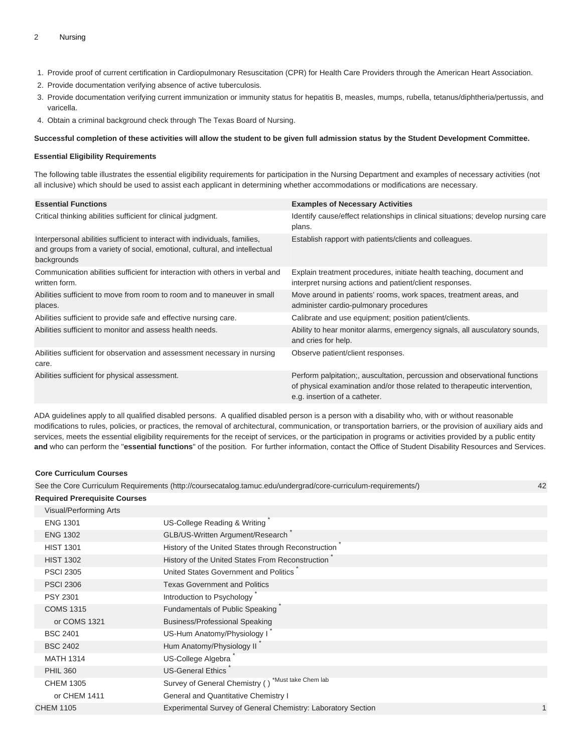1. Provide proof of current certification in Cardiopulmonary Resuscitation (CPR) for Health Care Providers through the American Heart Association.
2. Provide documentation verifying absence of active tuberculosis.
3. Provide documentation verifying current immunization or immunity status for hepatitis B, measles, mumps, rubella, tetanus/diphtheria/pertussis, and varicella.
4. Obtain a criminal background check through The Texas Board of Nursing.

**Successful completion of these activities will allow the student to be given full admission status by the Student Development Committee.**

**Essential Eligibility Requirements**

The following table illustrates the essential eligibility requirements for participation in the Nursing Department and examples of necessary activities (not all inclusive) which should be used to assist each applicant in determining whether accommodations or modifications are necessary.

| Essential Functions | Examples of Necessary Activities |
| --- | --- |
| Critical thinking abilities sufficient for clinical judgment. | Identify cause/effect relationships in clinical situations; develop nursing care plans. |
| Interpersonal abilities sufficient to interact with individuals, families, and groups from a variety of social, emotional, cultural, and intellectual backgrounds | Establish rapport with patients/clients and colleagues. |
| Communication abilities sufficient for interaction with others in verbal and written form. | Explain treatment procedures, initiate health teaching, document and interpret nursing actions and patient/client responses. |
| Abilities sufficient to move from room to room and to maneuver in small places. | Move around in patients' rooms, work spaces, treatment areas, and administer cardio-pulmonary procedures |
| Abilities sufficient to provide safe and effective nursing care. | Calibrate and use equipment; position patient/clients. |
| Abilities sufficient to monitor and assess health needs. | Ability to hear monitor alarms, emergency signals, all ausculatory sounds, and cries for help. |
| Abilities sufficient for observation and assessment necessary in nursing care. | Observe patient/client responses. |
| Abilities sufficient for physical assessment. | Perform palpitation;, auscultation, percussion and observational functions of physical examination and/or those related to therapeutic intervention, e.g. insertion of a catheter. |

ADA guidelines apply to all qualified disabled persons. A qualified disabled person is a person with a disability who, with or without reasonable modifications to rules, policies, or practices, the removal of architectural, communication, or transportation barriers, or the provision of auxiliary aids and services, meets the essential eligibility requirements for the receipt of services, or the participation in programs or activities provided by a public entity **and** who can perform the "**essential functions**" of the position. For further information, contact the Office of Student Disability Resources and Services.

| | | |
| --- | --- | --- |
| **Core Curriculum Courses** | | |
| See the Core Curriculum Requirements (http://coursecatalog.tamuc.edu/undergrad/core-curriculum-requirements/) | | 42 |
| **Required Prerequisite Courses** | | |
| Visual/Performing Arts | | |
| ENG 1301 | US-College Reading & Writing * | |
| ENG 1302 | GLB/US-Written Argument/Research * | |
| HIST 1301 | History of the United States through Reconstruction * | |
| HIST 1302 | History of the United States From Reconstruction * | |
| PSCI 2305 | United States Government and Politics * | |
| PSCI 2306 | Texas Government and Politics | |
| PSY 2301 | Introduction to Psychology * | |
| COMS 1315 | Fundamentals of Public Speaking * | |
| or COMS 1321 | Business/Professional Speaking | |
| BSC 2401 | US-Hum Anatomy/Physiology I * | |
| BSC 2402 | Hum Anatomy/Physiology II * | |
| MATH 1314 | US-College Algebra * | |
| PHIL 360 | US-General Ethics * | |
| CHEM 1305 | Survey of General Chemistry ( ) *Must take Chem lab | |
| or CHEM 1411 | General and Quantitative Chemistry I | |
| CHEM 1105 | Experimental Survey of General Chemistry: Laboratory Section | 1 |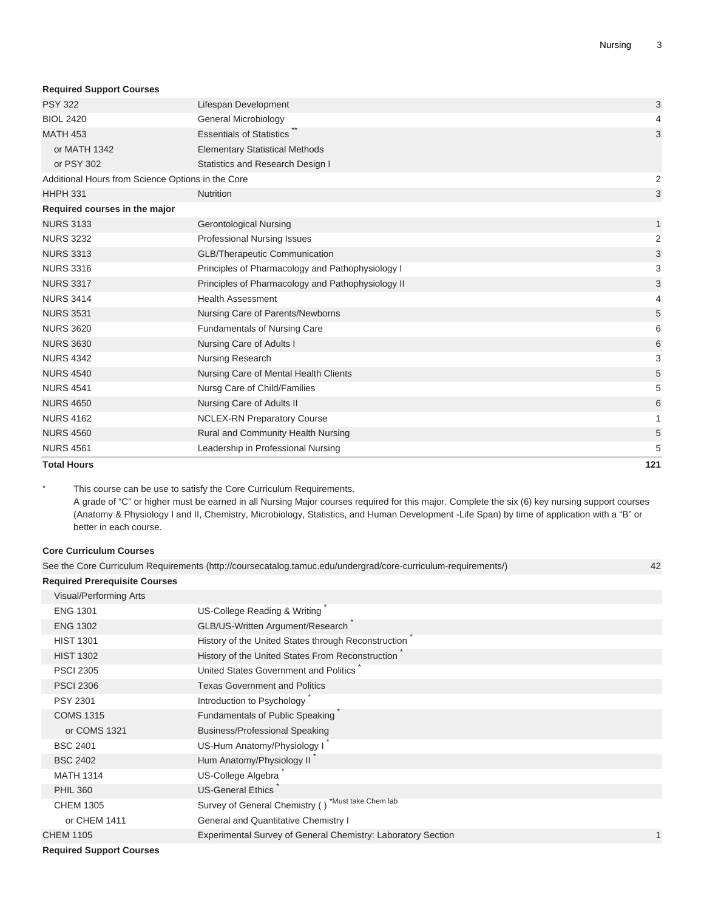**Required Support Courses**

| | | |
|---|---|---|
| PSY 322 | Lifespan Development | 3 |
| BIOL 2420 | General Microbiology | 4 |
| MATH 453 | Essentials of Statistics ** | 3 |
| or MATH 1342 | Elementary Statistical Methods | |
| or PSY 302 | Statistics and Research Design I | |
| Additional Hours from Science Options in the Core | | 2 |
| HHPH 331 | Nutrition | 3 |
| **Required courses in the major** | | |
| NURS 3133 | Gerontological Nursing | 1 |
| NURS 3232 | Professional Nursing Issues | 2 |
| NURS 3313 | GLB/Therapeutic Communication | 3 |
| NURS 3316 | Principles of Pharmacology and Pathophysiology I | 3 |
| NURS 3317 | Principles of Pharmacology and Pathophysiology II | 3 |
| NURS 3414 | Health Assessment | 4 |
| NURS 3531 | Nursing Care of Parents/Newborns | 5 |
| NURS 3620 | Fundamentals of Nursing Care | 6 |
| NURS 3630 | Nursing Care of Adults I | 6 |
| NURS 4342 | Nursing Research | 3 |
| NURS 4540 | Nursing Care of Mental Health Clients | 5 |
| NURS 4541 | Nursg Care of Child/Families | 5 |
| NURS 4650 | Nursing Care of Adults II | 6 |
| NURS 4162 | NCLEX-RN Preparatory Course | 1 |
| NURS 4560 | Rural and Community Health Nursing | 5 |
| NURS 4561 | Leadership in Professional Nursing | 5 |
| **Total Hours** | | **121** |

\* This course can be use to satisfy the Core Curriculum Requirements.

A grade of "C" or higher must be earned in all Nursing Major courses required for this major. Complete the six (6) key nursing support courses (Anatomy & Physiology I and II, Chemistry, Microbiology, Statistics, and Human Development -Life Span) by time of application with a "B" or better in each course.

**Core Curriculum Courses**

| | | |
|---|---|---|
| See the Core Curriculum Requirements (http://coursecatalog.tamuc.edu/undergrad/core-curriculum-requirements/) | | 42 |
| **Required Prerequisite Courses** | | |
| Visual/Performing Arts | | |
| ENG 1301 | US-College Reading & Writing * | |
| ENG 1302 | GLB/US-Written Argument/Research * | |
| HIST 1301 | History of the United States through Reconstruction * | |
| HIST 1302 | History of the United States From Reconstruction * | |
| PSCI 2305 | United States Government and Politics * | |
| PSCI 2306 | Texas Government and Politics | |
| PSY 2301 | Introduction to Psychology * | |
| COMS 1315 | Fundamentals of Public Speaking * | |
| or COMS 1321 | Business/Professional Speaking | |
| BSC 2401 | US-Hum Anatomy/Physiology I * | |
| BSC 2402 | Hum Anatomy/Physiology II * | |
| MATH 1314 | US-College Algebra * | |
| PHIL 360 | US-General Ethics * | |
| CHEM 1305 | Survey of General Chemistry ( ) *Must take Chem lab | |
| or CHEM 1411 | General and Quantitative Chemistry I | |
| CHEM 1105 | Experimental Survey of General Chemistry: Laboratory Section | 1 |
| **Required Support Courses** | | |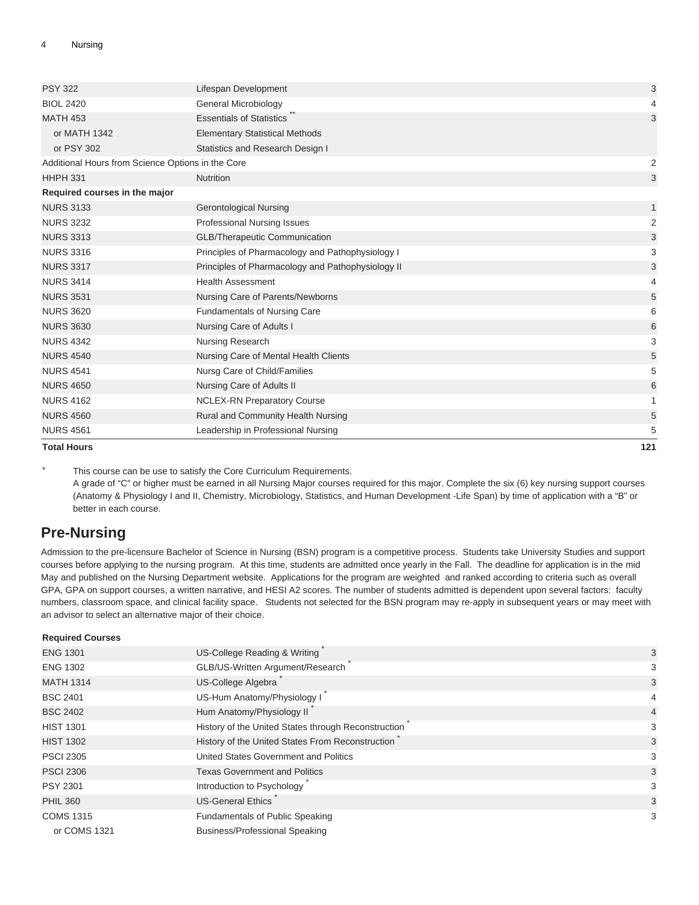| | | |
|---|---|---|
| PSY 322 | Lifespan Development | 3 |
| BIOL 2420 | General Microbiology | 4 |
| MATH 453 | Essentials of Statistics ** | 3 |
| or MATH 1342 | Elementary Statistical Methods | |
| or PSY 302 | Statistics and Research Design I | |
| Additional Hours from Science Options in the Core | | 2 |
| HHPH 331 | Nutrition | 3 |
| **Required courses in the major** | | |
| NURS 3133 | Gerontological Nursing | 1 |
| NURS 3232 | Professional Nursing Issues | 2 |
| NURS 3313 | GLB/Therapeutic Communication | 3 |
| NURS 3316 | Principles of Pharmacology and Pathophysiology I | 3 |
| NURS 3317 | Principles of Pharmacology and Pathophysiology II | 3 |
| NURS 3414 | Health Assessment | 4 |
| NURS 3531 | Nursing Care of Parents/Newborns | 5 |
| NURS 3620 | Fundamentals of Nursing Care | 6 |
| NURS 3630 | Nursing Care of Adults I | 6 |
| NURS 4342 | Nursing Research | 3 |
| NURS 4540 | Nursing Care of Mental Health Clients | 5 |
| NURS 4541 | Nursg Care of Child/Families | 5 |
| NURS 4650 | Nursing Care of Adults II | 6 |
| NURS 4162 | NCLEX-RN Preparatory Course | 1 |
| NURS 4560 | Rural and Community Health Nursing | 5 |
| NURS 4561 | Leadership in Professional Nursing | 5 |
| **Total Hours** | | **121** |

\* This course can be use to satisfy the Core Curriculum Requirements.

A grade of "C" or higher must be earned in all Nursing Major courses required for this major. Complete the six (6) key nursing support courses (Anatomy & Physiology I and II, Chemistry, Microbiology, Statistics, and Human Development -Life Span) by time of application with a "B" or better in each course.

## Pre-Nursing

Admission to the pre-licensure Bachelor of Science in Nursing (BSN) program is a competitive process. Students take University Studies and support courses before applying to the nursing program. At this time, students are admitted once yearly in the Fall. The deadline for application is in the mid May and published on the Nursing Department website. Applications for the program are weighted and ranked according to criteria such as overall GPA, GPA on support courses, a written narrative, and HESI A2 scores. The number of students admitted is dependent upon several factors: faculty numbers, classroom space, and clinical facility space. Students not selected for the BSN program may re-apply in subsequent years or may meet with an advisor to select an alternative major of their choice.

| **Required Courses** | | |
|---|---|---|
| ENG 1301 | US-College Reading & Writing * | 3 |
| ENG 1302 | GLB/US-Written Argument/Research * | 3 |
| MATH 1314 | US-College Algebra * | 3 |
| BSC 2401 | US-Hum Anatomy/Physiology I * | 4 |
| BSC 2402 | Hum Anatomy/Physiology II * | 4 |
| HIST 1301 | History of the United States through Reconstruction * | 3 |
| HIST 1302 | History of the United States From Reconstruction * | 3 |
| PSCI 2305 | United States Government and Politics | 3 |
| PSCI 2306 | Texas Government and Politics | 3 |
| PSY 2301 | Introduction to Psychology * | 3 |
| PHIL 360 | US-General Ethics * | 3 |
| COMS 1315 | Fundamentals of Public Speaking | 3 |
| or COMS 1321 | Business/Professional Speaking | |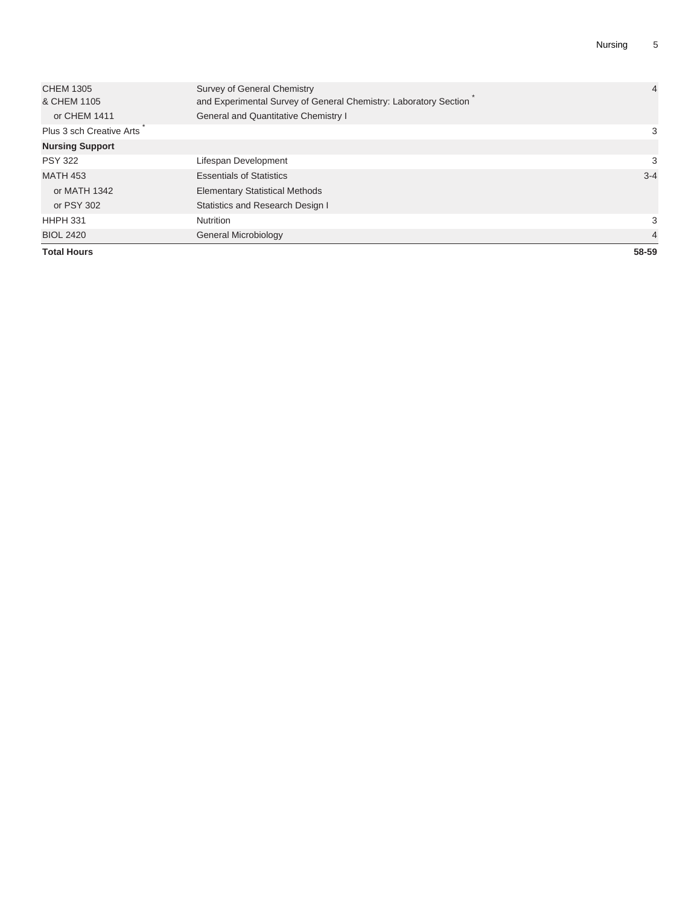| | | |
|---|---|---|
| CHEM 1305<br>& CHEM 1105 | Survey of General Chemistry<br>and Experimental Survey of General Chemistry: Laboratory Section * | 4 |
| or CHEM 1411 | General and Quantitative Chemistry I | |
| Plus 3 sch Creative Arts * | | 3 |
| **Nursing Support** | | |
| PSY 322 | Lifespan Development | 3 |
| MATH 453 | Essentials of Statistics | 3-4 |
| or MATH 1342 | Elementary Statistical Methods | |
| or PSY 302 | Statistics and Research Design I | |
| HHPH 331 | Nutrition | 3 |
| BIOL 2420 | General Microbiology | 4 |
| **Total Hours** | | **58-59** |